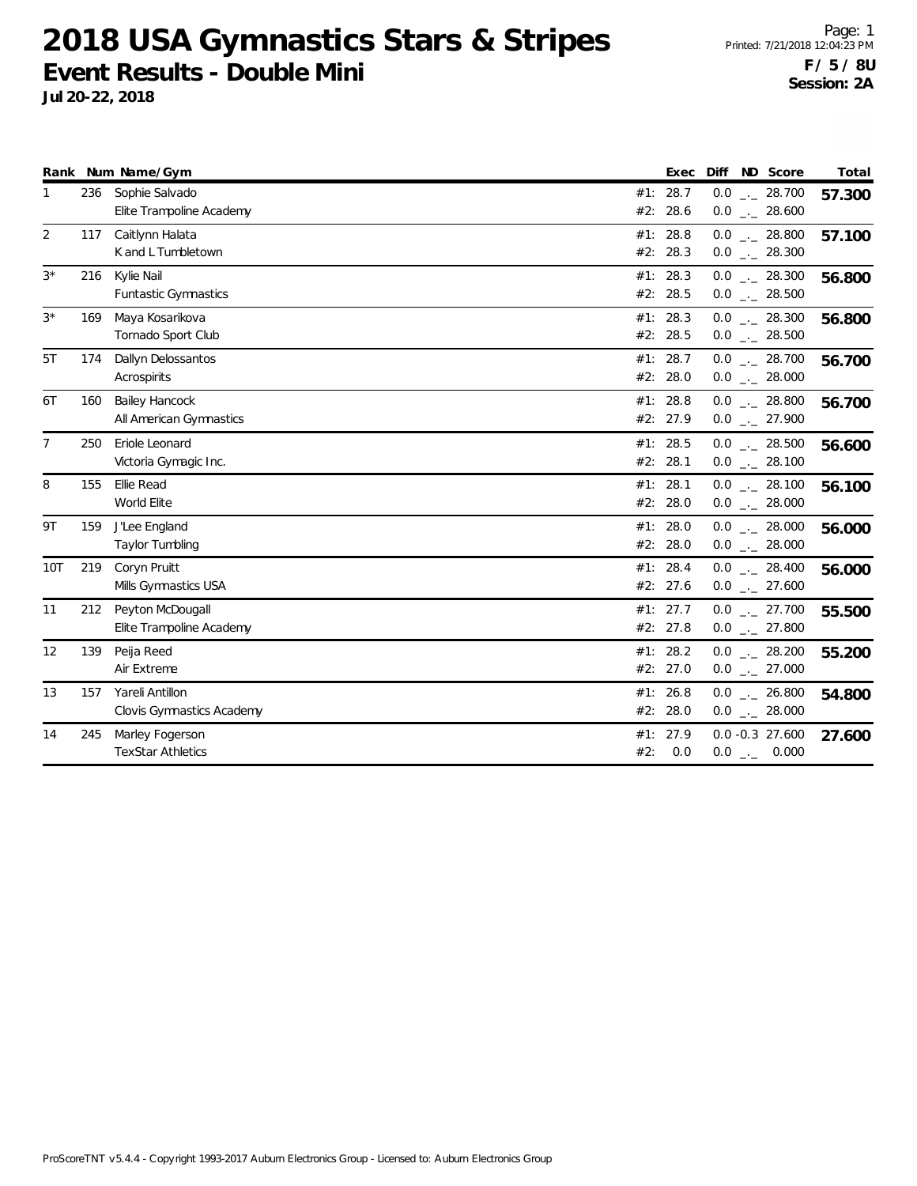# 2018 USA Gymnastics Stars & Stripes

## Event Results - Double Mini

**Jul 20-22, 2018**

**F / 5 / 8U**
**Session: 2A**

| Rank | Num | Name/Gym | | Exec | Diff | ND | Score | Total |
|---|---|---|---|---|---|---|---|---|
| 1 | 236 | Sophie Salvado | #1: | 28.7 | 0.0 | _._ | 28.700 | 57.300 |
| | | Elite Trampoline Academy | #2: | 28.6 | 0.0 | _._ | 28.600 | |
| 2 | 117 | Caitlynn Halata | #1: | 28.8 | 0.0 | _._ | 28.800 | 57.100 |
| | | K and L Tumbletown | #2: | 28.3 | 0.0 | _._ | 28.300 | |
| 3* | 216 | Kylie Nail | #1: | 28.3 | 0.0 | _._ | 28.300 | 56.800 |
| | | Funtastic Gymnastics | #2: | 28.5 | 0.0 | _._ | 28.500 | |
| 3* | 169 | Maya Kosarikova | #1: | 28.3 | 0.0 | _._ | 28.300 | 56.800 |
| | | Tornado Sport Club | #2: | 28.5 | 0.0 | _._ | 28.500 | |
| 5T | 174 | Dallyn Delossantos | #1: | 28.7 | 0.0 | _._ | 28.700 | 56.700 |
| | | Acrospirits | #2: | 28.0 | 0.0 | _._ | 28.000 | |
| 6T | 160 | Bailey Hancock | #1: | 28.8 | 0.0 | _._ | 28.800 | 56.700 |
| | | All American Gymnastics | #2: | 27.9 | 0.0 | _._ | 27.900 | |
| 7 | 250 | Eriole Leonard | #1: | 28.5 | 0.0 | _._ | 28.500 | 56.600 |
| | | Victoria Gymagic Inc. | #2: | 28.1 | 0.0 | _._ | 28.100 | |
| 8 | 155 | Ellie Read | #1: | 28.1 | 0.0 | _._ | 28.100 | 56.100 |
| | | World Elite | #2: | 28.0 | 0.0 | _._ | 28.000 | |
| 9T | 159 | J'Lee England | #1: | 28.0 | 0.0 | _._ | 28.000 | 56.000 |
| | | Taylor Tumbling | #2: | 28.0 | 0.0 | _._ | 28.000 | |
| 10T | 219 | Coryn Pruitt | #1: | 28.4 | 0.0 | _._ | 28.400 | 56.000 |
| | | Mills Gymnastics USA | #2: | 27.6 | 0.0 | _._ | 27.600 | |
| 11 | 212 | Peyton McDougall | #1: | 27.7 | 0.0 | _._ | 27.700 | 55.500 |
| | | Elite Trampoline Academy | #2: | 27.8 | 0.0 | _._ | 27.800 | |
| 12 | 139 | Peija Reed | #1: | 28.2 | 0.0 | _._ | 28.200 | 55.200 |
| | | Air Extreme | #2: | 27.0 | 0.0 | _._ | 27.000 | |
| 13 | 157 | Yareli Antillon | #1: | 26.8 | 0.0 | _._ | 26.800 | 54.800 |
| | | Clovis Gymnastics Academy | #2: | 28.0 | 0.0 | _._ | 28.000 | |
| 14 | 245 | Marley Fogerson | #1: | 27.9 | 0.0 | -0.3 | 27.600 | 27.600 |
| | | TexStar Athletics | #2: | 0.0 | 0.0 | _._ | 0.000 | |

ProScoreTNT v5.4.4 - Copyright 1993-2017 Auburn Electronics Group - Licensed to: Auburn Electronics Group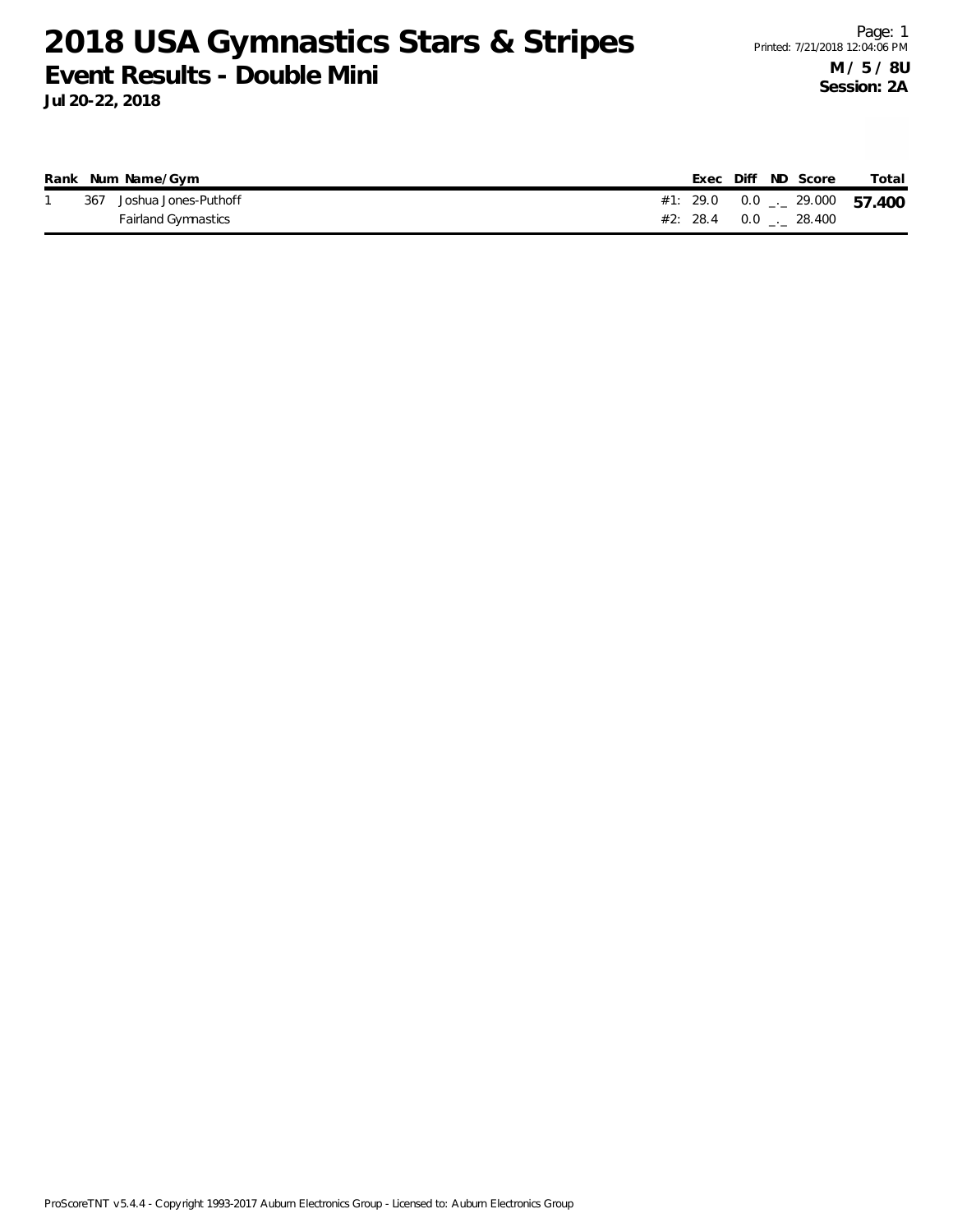# 2018 USA Gymnastics Stars & Stripes

## Event Results - Double Mini

**Jul 20-22, 2018**

**M / 5 / 8U**
**Session: 2A**

| Rank | Num | Name/Gym | | Exec | Diff | ND | Score | Total |
|---|---|---|---|---|---|---|---|---|
| 1 | 367 | Joshua Jones-Puthoff | #1: | 29.0 | 0.0 | _._ | 29.000 | **57.400** |
| | | Fairland Gymnastics | #2: | 28.4 | 0.0 | _._ | 28.400 | |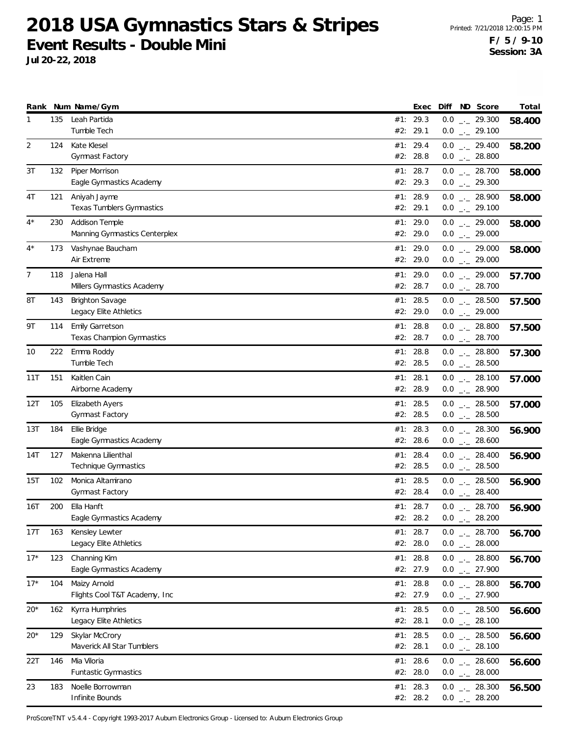# 2018 USA Gymnastics Stars & Stripes

## Event Results - Double Mini

**Jul 20-22, 2018**

Printed: 7/21/2018 12:00:15 PM

**F / 5 / 9-10**
**Session: 3A**

| Rank | Num | Name/Gym | | Exec | Diff | ND | Score | Total |
|---|---|---|---|---|---|---|---|---|
| 1 | 135 | Leah Partida | #1: | 29.3 | 0.0 | _._ | 29.300 | 58.400 |
| | | Tumble Tech | #2: | 29.1 | 0.0 | _._ | 29.100 | |
| 2 | 124 | Kate Klesel | #1: | 29.4 | 0.0 | _._ | 29.400 | 58.200 |
| | | Gymnast Factory | #2: | 28.8 | 0.0 | _._ | 28.800 | |
| 3T | 132 | Piper Morrison | #1: | 28.7 | 0.0 | _._ | 28.700 | 58.000 |
| | | Eagle Gymnastics Academy | #2: | 29.3 | 0.0 | _._ | 29.300 | |
| 4T | 121 | Aniyah Jayme | #1: | 28.9 | 0.0 | _._ | 28.900 | 58.000 |
| | | Texas Tumblers Gymnastics | #2: | 29.1 | 0.0 | _._ | 29.100 | |
| 4* | 230 | Addison Temple | #1: | 29.0 | 0.0 | _._ | 29.000 | 58.000 |
| | | Manning Gymnastics Centerplex | #2: | 29.0 | 0.0 | _._ | 29.000 | |
| 4* | 173 | Vashynae Baucham | #1: | 29.0 | 0.0 | _._ | 29.000 | 58.000 |
| | | Air Extreme | #2: | 29.0 | 0.0 | _._ | 29.000 | |
| 7 | 118 | Jalena Hall | #1: | 29.0 | 0.0 | _._ | 29.000 | 57.700 |
| | | Millers Gymnastics Academy | #2: | 28.7 | 0.0 | _._ | 28.700 | |
| 8T | 143 | Brighton Savage | #1: | 28.5 | 0.0 | _._ | 28.500 | 57.500 |
| | | Legacy Elite Athletics | #2: | 29.0 | 0.0 | _._ | 29.000 | |
| 9T | 114 | Emily Garretson | #1: | 28.8 | 0.0 | _._ | 28.800 | 57.500 |
| | | Texas Champion Gymnastics | #2: | 28.7 | 0.0 | _._ | 28.700 | |
| 10 | 222 | Emma Roddy | #1: | 28.8 | 0.0 | _._ | 28.800 | 57.300 |
| | | Tumble Tech | #2: | 28.5 | 0.0 | _._ | 28.500 | |
| 11T | 151 | Kaitlen Cain | #1: | 28.1 | 0.0 | _._ | 28.100 | 57.000 |
| | | Airborne Academy | #2: | 28.9 | 0.0 | _._ | 28.900 | |
| 12T | 105 | Elizabeth Ayers | #1: | 28.5 | 0.0 | _._ | 28.500 | 57.000 |
| | | Gymnast Factory | #2: | 28.5 | 0.0 | _._ | 28.500 | |
| 13T | 184 | Ellie Bridge | #1: | 28.3 | 0.0 | _._ | 28.300 | 56.900 |
| | | Eagle Gymnastics Academy | #2: | 28.6 | 0.0 | _._ | 28.600 | |
| 14T | 127 | Makenna Lilienthal | #1: | 28.4 | 0.0 | _._ | 28.400 | 56.900 |
| | | Technique Gymnastics | #2: | 28.5 | 0.0 | _._ | 28.500 | |
| 15T | 102 | Monica Altamirano | #1: | 28.5 | 0.0 | _._ | 28.500 | 56.900 |
| | | Gymnast Factory | #2: | 28.4 | 0.0 | _._ | 28.400 | |
| 16T | 200 | Ella Hanft | #1: | 28.7 | 0.0 | _._ | 28.700 | 56.900 |
| | | Eagle Gymnastics Academy | #2: | 28.2 | 0.0 | _._ | 28.200 | |
| 17T | 163 | Kensley Lewter | #1: | 28.7 | 0.0 | _._ | 28.700 | 56.700 |
| | | Legacy Elite Athletics | #2: | 28.0 | 0.0 | _._ | 28.000 | |
| 17* | 123 | Channing Kim | #1: | 28.8 | 0.0 | _._ | 28.800 | 56.700 |
| | | Eagle Gymnastics Academy | #2: | 27.9 | 0.0 | _._ | 27.900 | |
| 17* | 104 | Maizy Arnold | #1: | 28.8 | 0.0 | _._ | 28.800 | 56.700 |
| | | Flights Cool T&T Academy, Inc | #2: | 27.9 | 0.0 | _._ | 27.900 | |
| 20* | 162 | Kyrra Humphries | #1: | 28.5 | 0.0 | _._ | 28.500 | 56.600 |
| | | Legacy Elite Athletics | #2: | 28.1 | 0.0 | _._ | 28.100 | |
| 20* | 129 | Skylar McCrory | #1: | 28.5 | 0.0 | _._ | 28.500 | 56.600 |
| | | Maverick All Star Tumblers | #2: | 28.1 | 0.0 | _._ | 28.100 | |
| 22T | 146 | Mia Viloria | #1: | 28.6 | 0.0 | _._ | 28.600 | 56.600 |
| | | Funtastic Gymnastics | #2: | 28.0 | 0.0 | _._ | 28.000 | |
| 23 | 183 | Noelle Borrowman | #1: | 28.3 | 0.0 | _._ | 28.300 | 56.500 |
| | | Infinite Bounds | #2: | 28.2 | 0.0 | _._ | 28.200 | |

ProScoreTNT v5.4.4 - Copyright 1993-2017 Auburn Electronics Group - Licensed to: Auburn Electronics Group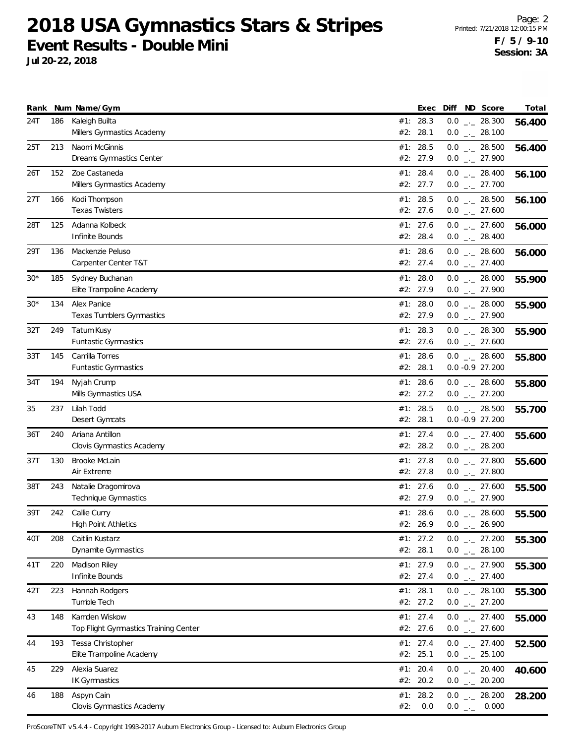# 2018 USA Gymnastics Stars & Stripes

## Event Results - Double Mini

**Jul 20-22, 2018**

Printed: 7/21/2018 12:00:15 PM

**F / 5 / 9-10**
**Session: 3A**

| Rank | Num | Name/Gym | | Exec | Diff | ND | Score | Total |
|---|---|---|---|---|---|---|---|---|
| 24T | 186 | Kaleigh Builta | #1: | 28.3 | 0.0 | _._ | 28.300 | **56.400** |
| | | Millers Gymnastics Academy | #2: | 28.1 | 0.0 | _._ | 28.100 | |
| 25T | 213 | Naomi McGinnis | #1: | 28.5 | 0.0 | _._ | 28.500 | **56.400** |
| | | Dreams Gymnastics Center | #2: | 27.9 | 0.0 | _._ | 27.900 | |
| 26T | 152 | Zoe Castaneda | #1: | 28.4 | 0.0 | _._ | 28.400 | **56.100** |
| | | Millers Gymnastics Academy | #2: | 27.7 | 0.0 | _._ | 27.700 | |
| 27T | 166 | Kodi Thompson | #1: | 28.5 | 0.0 | _._ | 28.500 | **56.100** |
| | | Texas Twisters | #2: | 27.6 | 0.0 | _._ | 27.600 | |
| 28T | 125 | Adanna Kolbeck | #1: | 27.6 | 0.0 | _._ | 27.600 | **56.000** |
| | | Infinite Bounds | #2: | 28.4 | 0.0 | _._ | 28.400 | |
| 29T | 136 | Mackenzie Peluso | #1: | 28.6 | 0.0 | _._ | 28.600 | **56.000** |
| | | Carpenter Center T&T | #2: | 27.4 | 0.0 | _._ | 27.400 | |
| 30* | 185 | Sydney Buchanan | #1: | 28.0 | 0.0 | _._ | 28.000 | **55.900** |
| | | Elite Trampoline Academy | #2: | 27.9 | 0.0 | _._ | 27.900 | |
| 30* | 134 | Alex Panice | #1: | 28.0 | 0.0 | _._ | 28.000 | **55.900** |
| | | Texas Tumblers Gymnastics | #2: | 27.9 | 0.0 | _._ | 27.900 | |
| 32T | 249 | Tatum Kusy | #1: | 28.3 | 0.0 | _._ | 28.300 | **55.900** |
| | | Funtastic Gymnastics | #2: | 27.6 | 0.0 | _._ | 27.600 | |
| 33T | 145 | Camilla Torres | #1: | 28.6 | 0.0 | _._ | 28.600 | **55.800** |
| | | Funtastic Gymnastics | #2: | 28.1 | 0.0 | -0.9 | 27.200 | |
| 34T | 194 | Nyjah Crump | #1: | 28.6 | 0.0 | _._ | 28.600 | **55.800** |
| | | Mills Gymnastics USA | #2: | 27.2 | 0.0 | _._ | 27.200 | |
| 35 | 237 | Lilah Todd | #1: | 28.5 | 0.0 | _._ | 28.500 | **55.700** |
| | | Desert Gymcats | #2: | 28.1 | 0.0 | -0.9 | 27.200 | |
| 36T | 240 | Ariana Antillon | #1: | 27.4 | 0.0 | _._ | 27.400 | **55.600** |
| | | Clovis Gymnastics Academy | #2: | 28.2 | 0.0 | _._ | 28.200 | |
| 37T | 130 | Brooke McLain | #1: | 27.8 | 0.0 | _._ | 27.800 | **55.600** |
| | | Air Extreme | #2: | 27.8 | 0.0 | _._ | 27.800 | |
| 38T | 243 | Natalie Dragomirova | #1: | 27.6 | 0.0 | _._ | 27.600 | **55.500** |
| | | Technique Gymnastics | #2: | 27.9 | 0.0 | _._ | 27.900 | |
| 39T | 242 | Callie Curry | #1: | 28.6 | 0.0 | _._ | 28.600 | **55.500** |
| | | High Point Athletics | #2: | 26.9 | 0.0 | _._ | 26.900 | |
| 40T | 208 | Caitlin Kustarz | #1: | 27.2 | 0.0 | _._ | 27.200 | **55.300** |
| | | Dynamite Gymnastics | #2: | 28.1 | 0.0 | _._ | 28.100 | |
| 41T | 220 | Madison Riley | #1: | 27.9 | 0.0 | _._ | 27.900 | **55.300** |
| | | Infinite Bounds | #2: | 27.4 | 0.0 | _._ | 27.400 | |
| 42T | 223 | Hannah Rodgers | #1: | 28.1 | 0.0 | _._ | 28.100 | **55.300** |
| | | Tumble Tech | #2: | 27.2 | 0.0 | _._ | 27.200 | |
| 43 | 148 | Kamden Wiskow | #1: | 27.4 | 0.0 | _._ | 27.400 | **55.000** |
| | | Top Flight Gymnastics Training Center | #2: | 27.6 | 0.0 | _._ | 27.600 | |
| 44 | 193 | Tessa Christopher | #1: | 27.4 | 0.0 | _._ | 27.400 | **52.500** |
| | | Elite Trampoline Academy | #2: | 25.1 | 0.0 | _._ | 25.100 | |
| 45 | 229 | Alexia Suarez | #1: | 20.4 | 0.0 | _._ | 20.400 | **40.600** |
| | | IK Gymnastics | #2: | 20.2 | 0.0 | _._ | 20.200 | |
| 46 | 188 | Aspyn Cain | #1: | 28.2 | 0.0 | _._ | 28.200 | **28.200** |
| | | Clovis Gymnastics Academy | #2: | 0.0 | 0.0 | _._ | 0.000 | |

ProScoreTNT v5.4.4 - Copyright 1993-2017 Auburn Electronics Group - Licensed to: Auburn Electronics Group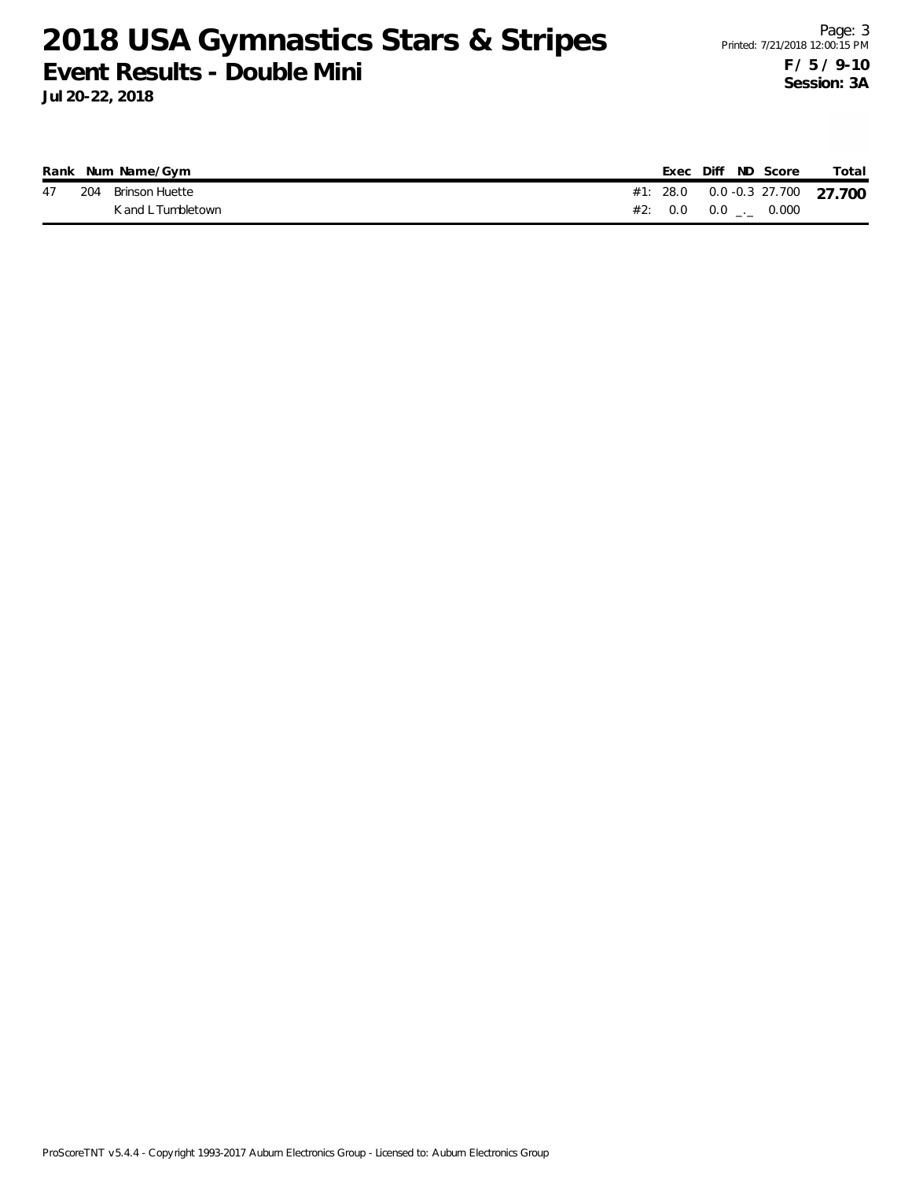# 2018 USA Gymnastics Stars & Stripes

## Event Results - Double Mini

**Jul 20-22, 2018**

**F / 5 / 9-10**
**Session: 3A**

| Rank | Num | Name/Gym | | Exec | Diff | ND | Score | Total |
|---|---|---|---|---|---|---|---|---|
| 47 | 204 | Brinson Huette | #1: | 28.0 | 0.0 | -0.3 | 27.700 | **27.700** |
| | | K and L Tumbletown | #2: | 0.0 | 0.0 | _._ | 0.000 | |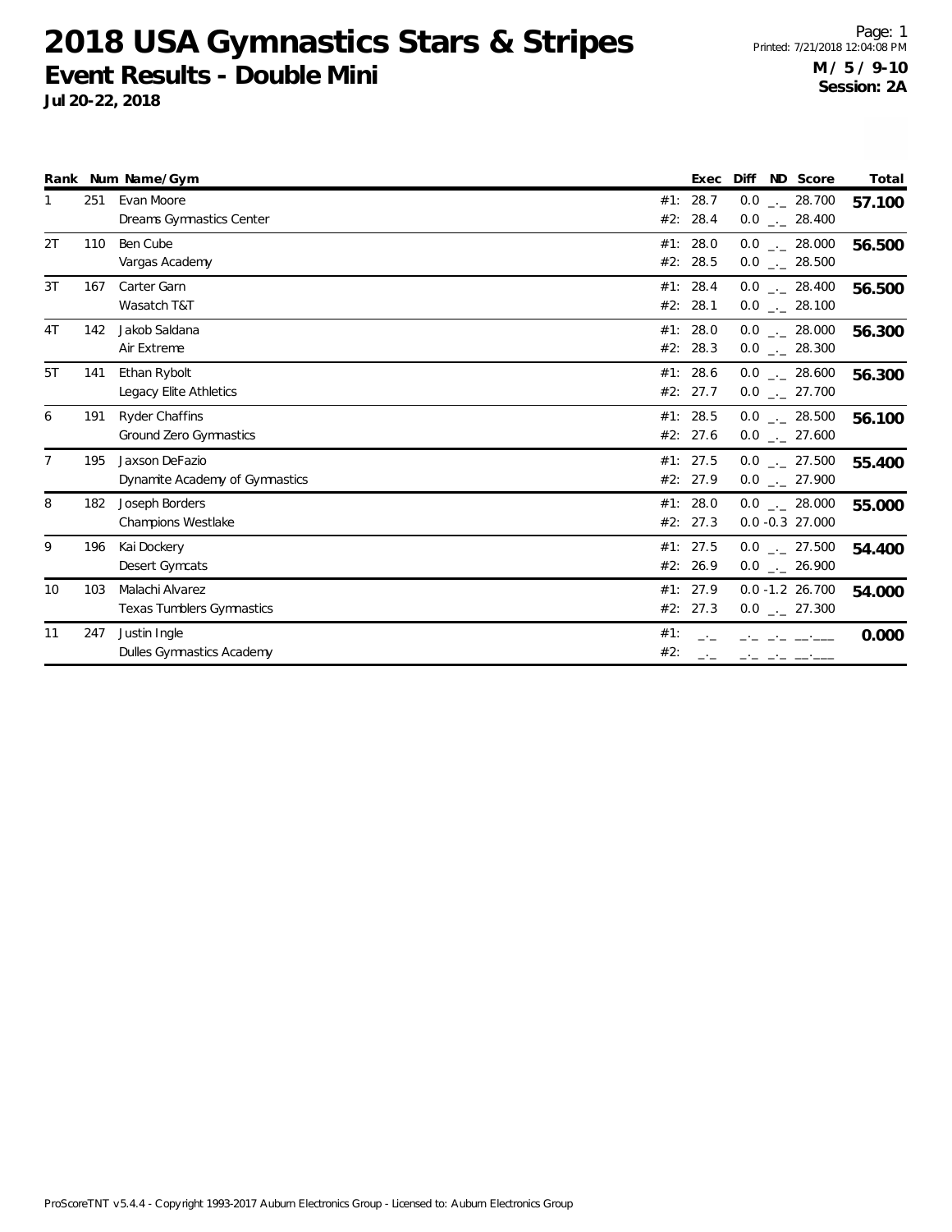# 2018 USA Gymnastics Stars & Stripes

## Event Results - Double Mini

**Jul 20-22, 2018**

Printed: 7/21/2018 12:04:08 PM

**M / 5 / 9-10**
**Session: 2A**

| Rank | Num | Name/Gym | | Exec | Diff | ND | Score | Total |
|---|---|---|---|---|---|---|---|---|
| 1 | 251 | Evan Moore | #1: | 28.7 | 0.0 | _._ | 28.700 | 57.100 |
| | | Dreams Gymnastics Center | #2: | 28.4 | 0.0 | _._ | 28.400 | |
| 2T | 110 | Ben Cube | #1: | 28.0 | 0.0 | _._ | 28.000 | 56.500 |
| | | Vargas Academy | #2: | 28.5 | 0.0 | _._ | 28.500 | |
| 3T | 167 | Carter Garn | #1: | 28.4 | 0.0 | _._ | 28.400 | 56.500 |
| | | Wasatch T&T | #2: | 28.1 | 0.0 | _._ | 28.100 | |
| 4T | 142 | Jakob Saldana | #1: | 28.0 | 0.0 | _._ | 28.000 | 56.300 |
| | | Air Extreme | #2: | 28.3 | 0.0 | _._ | 28.300 | |
| 5T | 141 | Ethan Rybolt | #1: | 28.6 | 0.0 | _._ | 28.600 | 56.300 |
| | | Legacy Elite Athletics | #2: | 27.7 | 0.0 | _._ | 27.700 | |
| 6 | 191 | Ryder Chaffins | #1: | 28.5 | 0.0 | _._ | 28.500 | 56.100 |
| | | Ground Zero Gymnastics | #2: | 27.6 | 0.0 | _._ | 27.600 | |
| 7 | 195 | Jaxson DeFazio | #1: | 27.5 | 0.0 | _._ | 27.500 | 55.400 |
| | | Dynamite Academy of Gymnastics | #2: | 27.9 | 0.0 | _._ | 27.900 | |
| 8 | 182 | Joseph Borders | #1: | 28.0 | 0.0 | _._ | 28.000 | 55.000 |
| | | Champions Westlake | #2: | 27.3 | 0.0 | -0.3 | 27.000 | |
| 9 | 196 | Kai Dockery | #1: | 27.5 | 0.0 | _._ | 27.500 | 54.400 |
| | | Desert Gymcats | #2: | 26.9 | 0.0 | _._ | 26.900 | |
| 10 | 103 | Malachi Alvarez | #1: | 27.9 | 0.0 | -1.2 | 26.700 | 54.000 |
| | | Texas Tumblers Gymnastics | #2: | 27.3 | 0.0 | _._ | 27.300 | |
| 11 | 247 | Justin Ingle | #1: | _._ | _._ | _._ | __.___ | 0.000 |
| | | Dulles Gymnastics Academy | #2: | _._ | _._ | _._ | __.___ | |

ProScoreTNT v5.4.4 - Copyright 1993-2017 Auburn Electronics Group - Licensed to: Auburn Electronics Group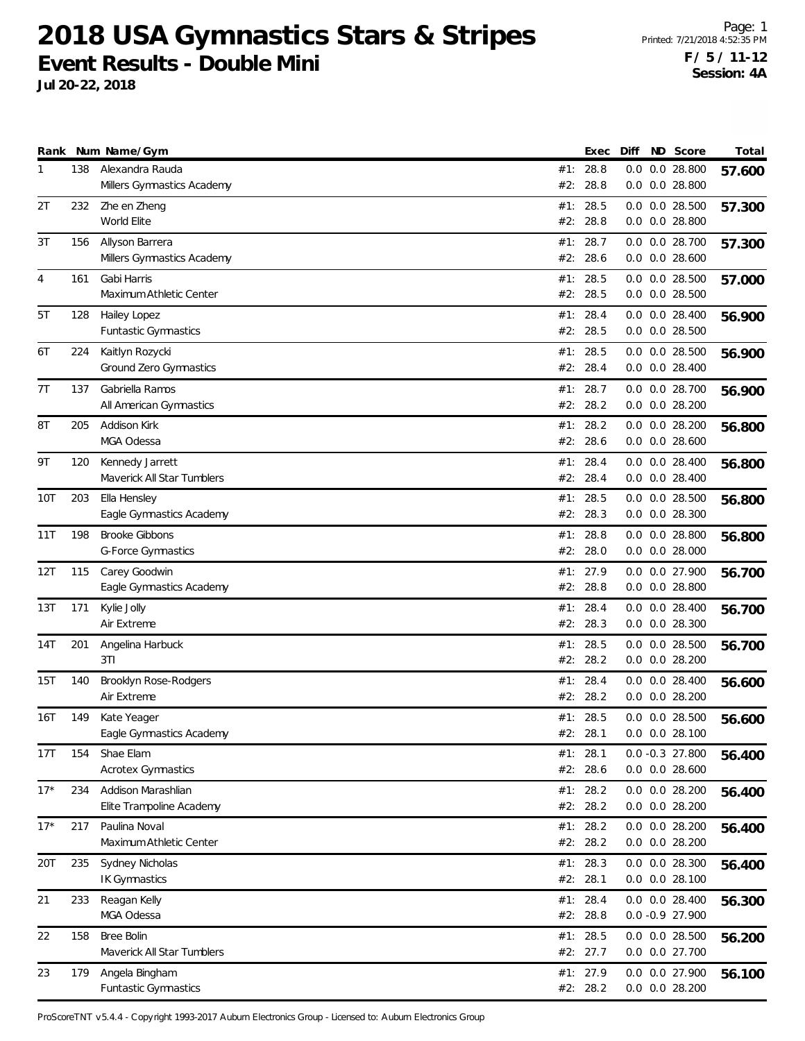# 2018 USA Gymnastics Stars & Stripes

## Event Results - Double Mini

**Jul 20-22, 2018**

Printed: 7/21/2018 4:52:35 PM

**F / 5 / 11-12**
**Session: 4A**

| Rank | Num | Name/Gym | | Exec | Diff | ND | Score | Total |
|---|---|---|---|---|---|---|---|---|
| 1 | 138 | Alexandra Rauda | #1: | 28.8 | 0.0 | 0.0 | 28.800 | **57.600** |
| | | Millers Gymnastics Academy | #2: | 28.8 | 0.0 | 0.0 | 28.800 | |
| 2T | 232 | Zhe en Zheng | #1: | 28.5 | 0.0 | 0.0 | 28.500 | **57.300** |
| | | World Elite | #2: | 28.8 | 0.0 | 0.0 | 28.800 | |
| 3T | 156 | Allyson Barrera | #1: | 28.7 | 0.0 | 0.0 | 28.700 | **57.300** |
| | | Millers Gymnastics Academy | #2: | 28.6 | 0.0 | 0.0 | 28.600 | |
| 4 | 161 | Gabi Harris | #1: | 28.5 | 0.0 | 0.0 | 28.500 | **57.000** |
| | | Maximum Athletic Center | #2: | 28.5 | 0.0 | 0.0 | 28.500 | |
| 5T | 128 | Hailey Lopez | #1: | 28.4 | 0.0 | 0.0 | 28.400 | **56.900** |
| | | Funtastic Gymnastics | #2: | 28.5 | 0.0 | 0.0 | 28.500 | |
| 6T | 224 | Kaitlyn Rozycki | #1: | 28.5 | 0.0 | 0.0 | 28.500 | **56.900** |
| | | Ground Zero Gymnastics | #2: | 28.4 | 0.0 | 0.0 | 28.400 | |
| 7T | 137 | Gabriella Ramos | #1: | 28.7 | 0.0 | 0.0 | 28.700 | **56.900** |
| | | All American Gymnastics | #2: | 28.2 | 0.0 | 0.0 | 28.200 | |
| 8T | 205 | Addison Kirk | #1: | 28.2 | 0.0 | 0.0 | 28.200 | **56.800** |
| | | MGA Odessa | #2: | 28.6 | 0.0 | 0.0 | 28.600 | |
| 9T | 120 | Kennedy Jarrett | #1: | 28.4 | 0.0 | 0.0 | 28.400 | **56.800** |
| | | Maverick All Star Tumblers | #2: | 28.4 | 0.0 | 0.0 | 28.400 | |
| 10T | 203 | Ella Hensley | #1: | 28.5 | 0.0 | 0.0 | 28.500 | **56.800** |
| | | Eagle Gymnastics Academy | #2: | 28.3 | 0.0 | 0.0 | 28.300 | |
| 11T | 198 | Brooke Gibbons | #1: | 28.8 | 0.0 | 0.0 | 28.800 | **56.800** |
| | | G-Force Gymnastics | #2: | 28.0 | 0.0 | 0.0 | 28.000 | |
| 12T | 115 | Carey Goodwin | #1: | 27.9 | 0.0 | 0.0 | 27.900 | **56.700** |
| | | Eagle Gymnastics Academy | #2: | 28.8 | 0.0 | 0.0 | 28.800 | |
| 13T | 171 | Kylie Jolly | #1: | 28.4 | 0.0 | 0.0 | 28.400 | **56.700** |
| | | Air Extreme | #2: | 28.3 | 0.0 | 0.0 | 28.300 | |
| 14T | 201 | Angelina Harbuck | #1: | 28.5 | 0.0 | 0.0 | 28.500 | **56.700** |
| | | 3TI | #2: | 28.2 | 0.0 | 0.0 | 28.200 | |
| 15T | 140 | Brooklyn Rose-Rodgers | #1: | 28.4 | 0.0 | 0.0 | 28.400 | **56.600** |
| | | Air Extreme | #2: | 28.2 | 0.0 | 0.0 | 28.200 | |
| 16T | 149 | Kate Yeager | #1: | 28.5 | 0.0 | 0.0 | 28.500 | **56.600** |
| | | Eagle Gymnastics Academy | #2: | 28.1 | 0.0 | 0.0 | 28.100 | |
| 17T | 154 | Shae Elam | #1: | 28.1 | 0.0 | -0.3 | 27.800 | **56.400** |
| | | Acrotex Gymnastics | #2: | 28.6 | 0.0 | 0.0 | 28.600 | |
| 17* | 234 | Addison Marashlian | #1: | 28.2 | 0.0 | 0.0 | 28.200 | **56.400** |
| | | Elite Trampoline Academy | #2: | 28.2 | 0.0 | 0.0 | 28.200 | |
| 17* | 217 | Paulina Noval | #1: | 28.2 | 0.0 | 0.0 | 28.200 | **56.400** |
| | | Maximum Athletic Center | #2: | 28.2 | 0.0 | 0.0 | 28.200 | |
| 20T | 235 | Sydney Nicholas | #1: | 28.3 | 0.0 | 0.0 | 28.300 | **56.400** |
| | | IK Gymnastics | #2: | 28.1 | 0.0 | 0.0 | 28.100 | |
| 21 | 233 | Reagan Kelly | #1: | 28.4 | 0.0 | 0.0 | 28.400 | **56.300** |
| | | MGA Odessa | #2: | 28.8 | 0.0 | -0.9 | 27.900 | |
| 22 | 158 | Bree Bolin | #1: | 28.5 | 0.0 | 0.0 | 28.500 | **56.200** |
| | | Maverick All Star Tumblers | #2: | 27.7 | 0.0 | 0.0 | 27.700 | |
| 23 | 179 | Angela Bingham | #1: | 27.9 | 0.0 | 0.0 | 27.900 | **56.100** |
| | | Funtastic Gymnastics | #2: | 28.2 | 0.0 | 0.0 | 28.200 | |

ProScoreTNT v5.4.4 - Copyright 1993-2017 Auburn Electronics Group - Licensed to: Auburn Electronics Group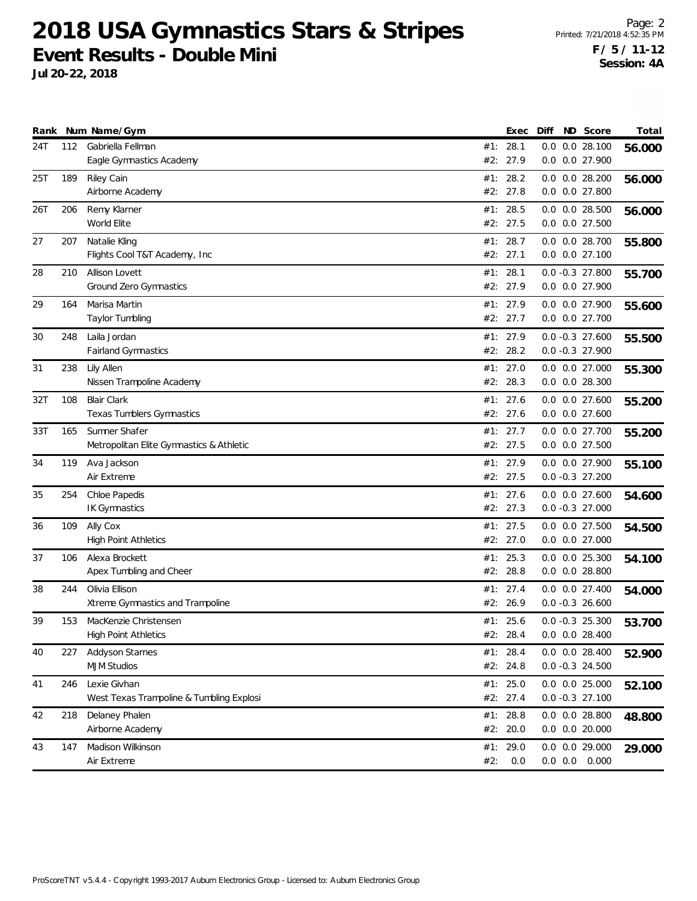# 2018 USA Gymnastics Stars & Stripes

## Event Results - Double Mini

**Jul 20-22, 2018**

**F / 5 / 11-12**
**Session: 4A**

| Rank | Num | Name/Gym | | Exec | Diff | ND | Score | Total |
|---|---|---|---|---|---|---|---|---|
| 24T | 112 | Gabriella Fellman | #1: | 28.1 | 0.0 | 0.0 | 28.100 | **56.000** |
| | | Eagle Gymnastics Academy | #2: | 27.9 | 0.0 | 0.0 | 27.900 | |
| 25T | 189 | Riley Cain | #1: | 28.2 | 0.0 | 0.0 | 28.200 | **56.000** |
| | | Airborne Academy | #2: | 27.8 | 0.0 | 0.0 | 27.800 | |
| 26T | 206 | Remy Klarner | #1: | 28.5 | 0.0 | 0.0 | 28.500 | **56.000** |
| | | World Elite | #2: | 27.5 | 0.0 | 0.0 | 27.500 | |
| 27 | 207 | Natalie Kling | #1: | 28.7 | 0.0 | 0.0 | 28.700 | **55.800** |
| | | Flights Cool T&T Academy, Inc | #2: | 27.1 | 0.0 | 0.0 | 27.100 | |
| 28 | 210 | Allison Lovett | #1: | 28.1 | 0.0 | -0.3 | 27.800 | **55.700** |
| | | Ground Zero Gymnastics | #2: | 27.9 | 0.0 | 0.0 | 27.900 | |
| 29 | 164 | Marisa Martin | #1: | 27.9 | 0.0 | 0.0 | 27.900 | **55.600** |
| | | Taylor Tumbling | #2: | 27.7 | 0.0 | 0.0 | 27.700 | |
| 30 | 248 | Laila Jordan | #1: | 27.9 | 0.0 | -0.3 | 27.600 | **55.500** |
| | | Fairland Gymnastics | #2: | 28.2 | 0.0 | -0.3 | 27.900 | |
| 31 | 238 | Lily Allen | #1: | 27.0 | 0.0 | 0.0 | 27.000 | **55.300** |
| | | Nissen Trampoline Academy | #2: | 28.3 | 0.0 | 0.0 | 28.300 | |
| 32T | 108 | Blair Clark | #1: | 27.6 | 0.0 | 0.0 | 27.600 | **55.200** |
| | | Texas Tumblers Gymnastics | #2: | 27.6 | 0.0 | 0.0 | 27.600 | |
| 33T | 165 | Sumner Shafer | #1: | 27.7 | 0.0 | 0.0 | 27.700 | **55.200** |
| | | Metropolitan Elite Gymnastics & Athletic | #2: | 27.5 | 0.0 | 0.0 | 27.500 | |
| 34 | 119 | Ava Jackson | #1: | 27.9 | 0.0 | 0.0 | 27.900 | **55.100** |
| | | Air Extreme | #2: | 27.5 | 0.0 | -0.3 | 27.200 | |
| 35 | 254 | Chloe Papedis | #1: | 27.6 | 0.0 | 0.0 | 27.600 | **54.600** |
| | | IK Gymnastics | #2: | 27.3 | 0.0 | -0.3 | 27.000 | |
| 36 | 109 | Ally Cox | #1: | 27.5 | 0.0 | 0.0 | 27.500 | **54.500** |
| | | High Point Athletics | #2: | 27.0 | 0.0 | 0.0 | 27.000 | |
| 37 | 106 | Alexa Brockett | #1: | 25.3 | 0.0 | 0.0 | 25.300 | **54.100** |
| | | Apex Tumbling and Cheer | #2: | 28.8 | 0.0 | 0.0 | 28.800 | |
| 38 | 244 | Olivia Ellison | #1: | 27.4 | 0.0 | 0.0 | 27.400 | **54.000** |
| | | Xtreme Gymnastics and Trampoline | #2: | 26.9 | 0.0 | -0.3 | 26.600 | |
| 39 | 153 | MacKenzie Christensen | #1: | 25.6 | 0.0 | -0.3 | 25.300 | **53.700** |
| | | High Point Athletics | #2: | 28.4 | 0.0 | 0.0 | 28.400 | |
| 40 | 227 | Addyson Starnes | #1: | 28.4 | 0.0 | 0.0 | 28.400 | **52.900** |
| | | MJM Studios | #2: | 24.8 | 0.0 | -0.3 | 24.500 | |
| 41 | 246 | Lexie Givhan | #1: | 25.0 | 0.0 | 0.0 | 25.000 | **52.100** |
| | | West Texas Trampoline & Tumbling Explosi | #2: | 27.4 | 0.0 | -0.3 | 27.100 | |
| 42 | 218 | Delaney Phalen | #1: | 28.8 | 0.0 | 0.0 | 28.800 | **48.800** |
| | | Airborne Academy | #2: | 20.0 | 0.0 | 0.0 | 20.000 | |
| 43 | 147 | Madison Wilkinson | #1: | 29.0 | 0.0 | 0.0 | 29.000 | **29.000** |
| | | Air Extreme | #2: | 0.0 | 0.0 | 0.0 | 0.000 | |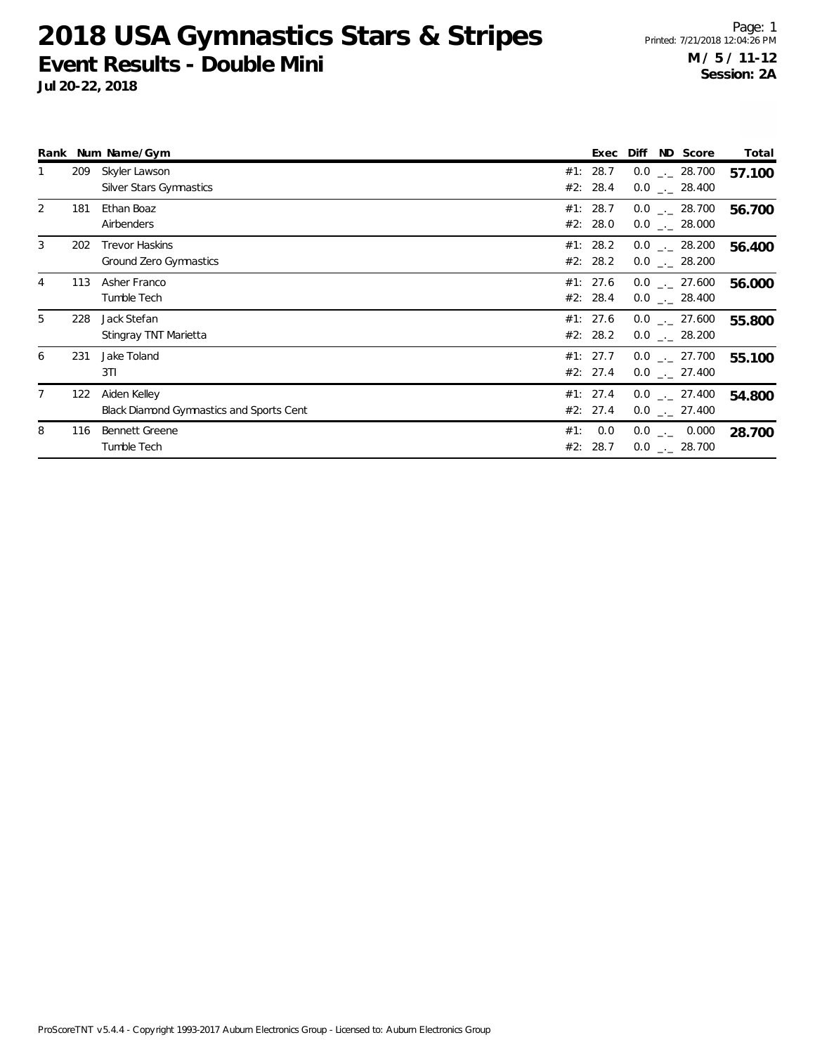# 2018 USA Gymnastics Stars & Stripes

## Event Results - Double Mini

**Jul 20-22, 2018**

Page: 1
Printed: 7/21/2018 12:04:26 PM

**M / 5 / 11-12**
**Session: 2A**

| Rank | Num | Name/Gym | | Exec | Diff | ND | Score | Total |
|---|---|---|---|---|---|---|---|---|
| 1 | 209 | Skyler Lawson | #1: | 28.7 | 0.0 | _._ | 28.700 | **57.100** |
| | | Silver Stars Gymnastics | #2: | 28.4 | 0.0 | _._ | 28.400 | |
| 2 | 181 | Ethan Boaz | #1: | 28.7 | 0.0 | _._ | 28.700 | **56.700** |
| | | Airbenders | #2: | 28.0 | 0.0 | _._ | 28.000 | |
| 3 | 202 | Trevor Haskins | #1: | 28.2 | 0.0 | _._ | 28.200 | **56.400** |
| | | Ground Zero Gymnastics | #2: | 28.2 | 0.0 | _._ | 28.200 | |
| 4 | 113 | Asher Franco | #1: | 27.6 | 0.0 | _._ | 27.600 | **56.000** |
| | | Tumble Tech | #2: | 28.4 | 0.0 | _._ | 28.400 | |
| 5 | 228 | Jack Stefan | #1: | 27.6 | 0.0 | _._ | 27.600 | **55.800** |
| | | Stingray TNT Marietta | #2: | 28.2 | 0.0 | _._ | 28.200 | |
| 6 | 231 | Jake Toland | #1: | 27.7 | 0.0 | _._ | 27.700 | **55.100** |
| | | 3TI | #2: | 27.4 | 0.0 | _._ | 27.400 | |
| 7 | 122 | Aiden Kelley | #1: | 27.4 | 0.0 | _._ | 27.400 | **54.800** |
| | | Black Diamond Gymnastics and Sports Cent | #2: | 27.4 | 0.0 | _._ | 27.400 | |
| 8 | 116 | Bennett Greene | #1: | 0.0 | 0.0 | _._ | 0.000 | **28.700** |
| | | Tumble Tech | #2: | 28.7 | 0.0 | _._ | 28.700 | |

ProScoreTNT v5.4.4 - Copyright 1993-2017 Auburn Electronics Group - Licensed to: Auburn Electronics Group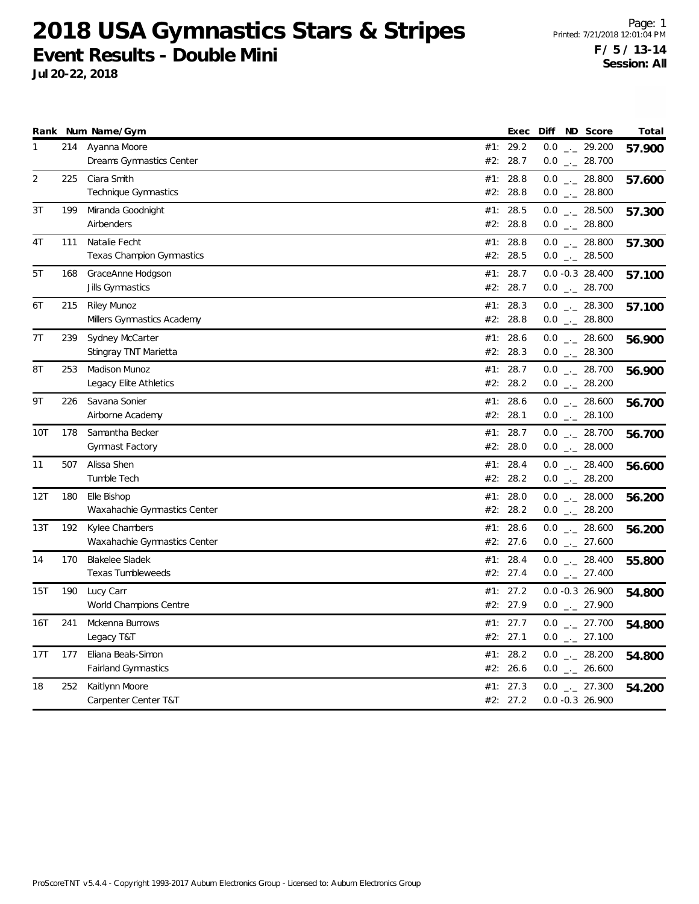# 2018 USA Gymnastics Stars & Stripes

## Event Results - Double Mini

**Jul 20-22, 2018**

Printed: 7/21/2018 12:01:04 PM

**F / 5 / 13-14**
**Session: All**

| Rank | Num | Name/Gym | | Exec | Diff | ND | Score | Total |
|---|---|---|---|---|---|---|---|---|
| 1 | 214 | Ayanna Moore | #1: | 29.2 | 0.0 | _._ | 29.200 | 57.900 |
| | | Dreams Gymnastics Center | #2: | 28.7 | 0.0 | _._ | 28.700 | |
| 2 | 225 | Ciara Smith | #1: | 28.8 | 0.0 | _._ | 28.800 | 57.600 |
| | | Technique Gymnastics | #2: | 28.8 | 0.0 | _._ | 28.800 | |
| 3T | 199 | Miranda Goodnight | #1: | 28.5 | 0.0 | _._ | 28.500 | 57.300 |
| | | Airbenders | #2: | 28.8 | 0.0 | _._ | 28.800 | |
| 4T | 111 | Natalie Fecht | #1: | 28.8 | 0.0 | _._ | 28.800 | 57.300 |
| | | Texas Champion Gymnastics | #2: | 28.5 | 0.0 | _._ | 28.500 | |
| 5T | 168 | GraceAnne Hodgson | #1: | 28.7 | 0.0 | -0.3 | 28.400 | 57.100 |
| | | Jills Gymnastics | #2: | 28.7 | 0.0 | _._ | 28.700 | |
| 6T | 215 | Riley Munoz | #1: | 28.3 | 0.0 | _._ | 28.300 | 57.100 |
| | | Millers Gymnastics Academy | #2: | 28.8 | 0.0 | _._ | 28.800 | |
| 7T | 239 | Sydney McCarter | #1: | 28.6 | 0.0 | _._ | 28.600 | 56.900 |
| | | Stingray TNT Marietta | #2: | 28.3 | 0.0 | _._ | 28.300 | |
| 8T | 253 | Madison Munoz | #1: | 28.7 | 0.0 | _._ | 28.700 | 56.900 |
| | | Legacy Elite Athletics | #2: | 28.2 | 0.0 | _._ | 28.200 | |
| 9T | 226 | Savana Sonier | #1: | 28.6 | 0.0 | _._ | 28.600 | 56.700 |
| | | Airborne Academy | #2: | 28.1 | 0.0 | _._ | 28.100 | |
| 10T | 178 | Samantha Becker | #1: | 28.7 | 0.0 | _._ | 28.700 | 56.700 |
| | | Gymnast Factory | #2: | 28.0 | 0.0 | _._ | 28.000 | |
| 11 | 507 | Alissa Shen | #1: | 28.4 | 0.0 | _._ | 28.400 | 56.600 |
| | | Tumble Tech | #2: | 28.2 | 0.0 | _._ | 28.200 | |
| 12T | 180 | Elle Bishop | #1: | 28.0 | 0.0 | _._ | 28.000 | 56.200 |
| | | Waxahachie Gymnastics Center | #2: | 28.2 | 0.0 | _._ | 28.200 | |
| 13T | 192 | Kylee Chambers | #1: | 28.6 | 0.0 | _._ | 28.600 | 56.200 |
| | | Waxahachie Gymnastics Center | #2: | 27.6 | 0.0 | _._ | 27.600 | |
| 14 | 170 | Blakelee Sladek | #1: | 28.4 | 0.0 | _._ | 28.400 | 55.800 |
| | | Texas Tumbleweeds | #2: | 27.4 | 0.0 | _._ | 27.400 | |
| 15T | 190 | Lucy Carr | #1: | 27.2 | 0.0 | -0.3 | 26.900 | 54.800 |
| | | World Champions Centre | #2: | 27.9 | 0.0 | _._ | 27.900 | |
| 16T | 241 | Mckenna Burrows | #1: | 27.7 | 0.0 | _._ | 27.700 | 54.800 |
| | | Legacy T&T | #2: | 27.1 | 0.0 | _._ | 27.100 | |
| 17T | 177 | Eliana Beals-Simon | #1: | 28.2 | 0.0 | _._ | 28.200 | 54.800 |
| | | Fairland Gymnastics | #2: | 26.6 | 0.0 | _._ | 26.600 | |
| 18 | 252 | Kaitlynn Moore | #1: | 27.3 | 0.0 | _._ | 27.300 | 54.200 |
| | | Carpenter Center T&T | #2: | 27.2 | 0.0 | -0.3 | 26.900 | |

ProScoreTNT v5.4.4 - Copyright 1993-2017 Auburn Electronics Group - Licensed to: Auburn Electronics Group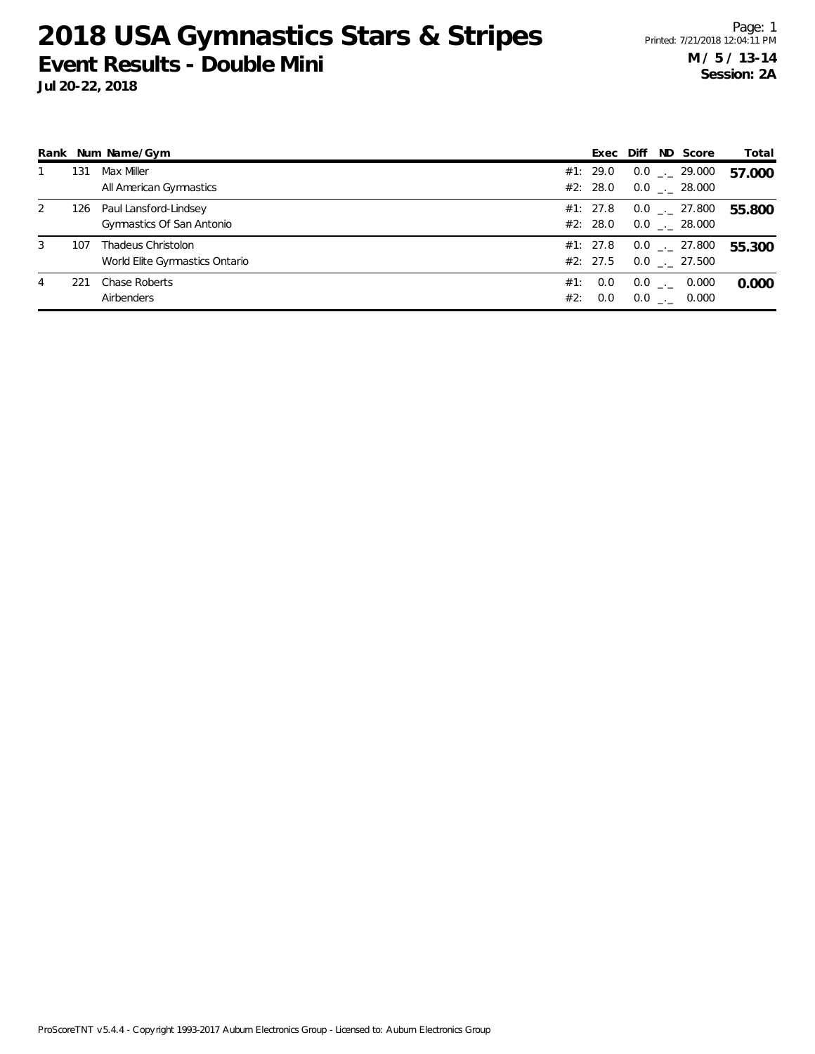# 2018 USA Gymnastics Stars & Stripes

## Event Results - Double Mini

**Jul 20-22, 2018**

**M / 5 / 13-14**
**Session: 2A**

| Rank | Num | Name/Gym | | Exec | Diff | ND | Score | Total |
|---|---|---|---|---|---|---|---|---|
| 1 | 131 | Max Miller | #1: | 29.0 | 0.0 | _._ | 29.000 | **57.000** |
| | | All American Gymnastics | #2: | 28.0 | 0.0 | _._ | 28.000 | |
| 2 | 126 | Paul Lansford-Lindsey | #1: | 27.8 | 0.0 | _._ | 27.800 | **55.800** |
| | | Gymnastics Of San Antonio | #2: | 28.0 | 0.0 | _._ | 28.000 | |
| 3 | 107 | Thadeus Christolon | #1: | 27.8 | 0.0 | _._ | 27.800 | **55.300** |
| | | World Elite Gymnastics Ontario | #2: | 27.5 | 0.0 | _._ | 27.500 | |
| 4 | 221 | Chase Roberts | #1: | 0.0 | 0.0 | _._ | 0.000 | **0.000** |
| | | Airbenders | #2: | 0.0 | 0.0 | _._ | 0.000 | |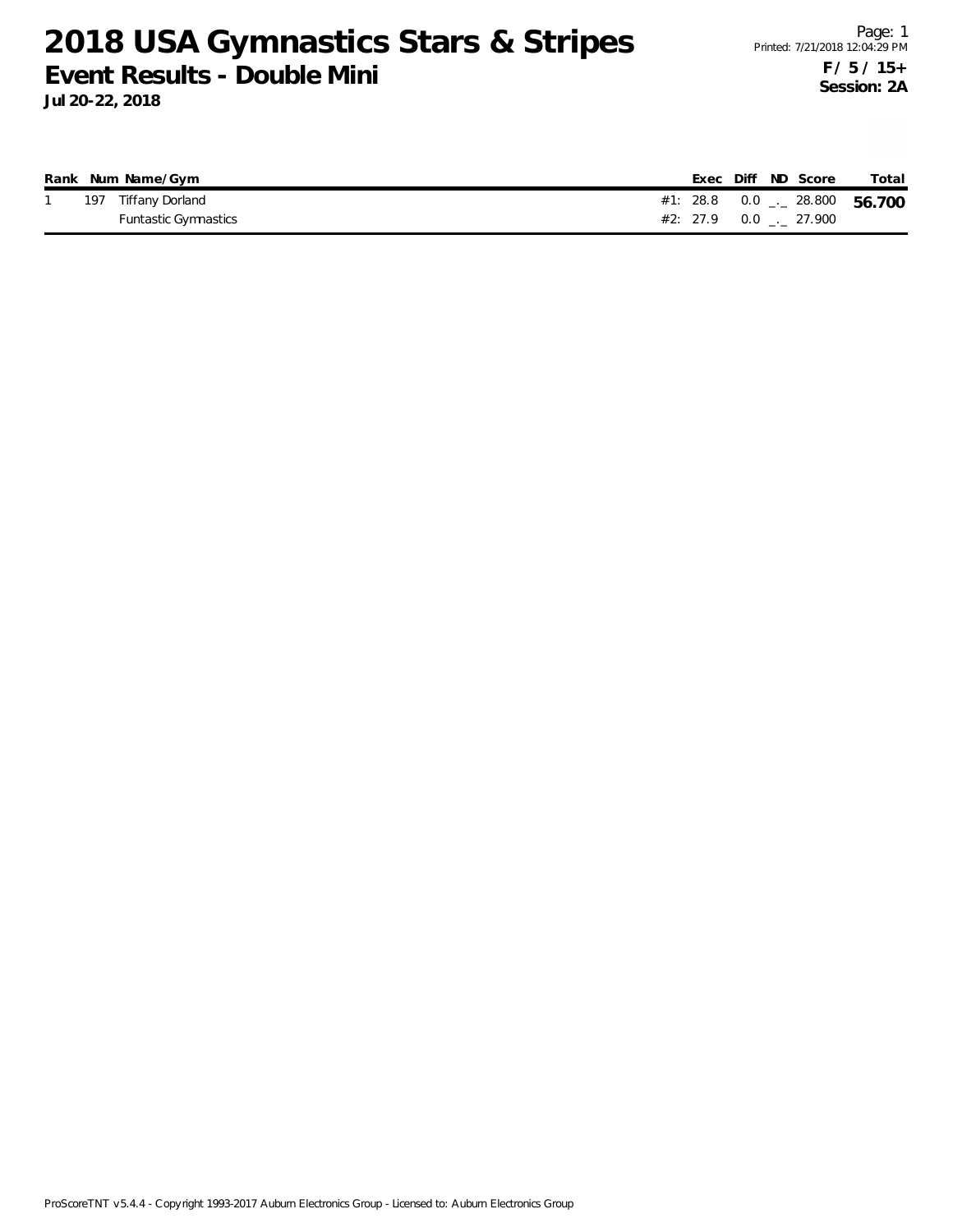# 2018 USA Gymnastics Stars & Stripes

## Event Results - Double Mini

**Jul 20-22, 2018**

**F / 5 / 15+**
**Session: 2A**

| Rank | Num | Name/Gym | | Exec | Diff | ND | Score | Total |
|---|---|---|---|---|---|---|---|---|
| 1 | 197 | Tiffany Dorland | #1: | 28.8 | 0.0 | _._ | 28.800 | **56.700** |
| | | Funtastic Gymnastics | #2: | 27.9 | 0.0 | _._ | 27.900 | |